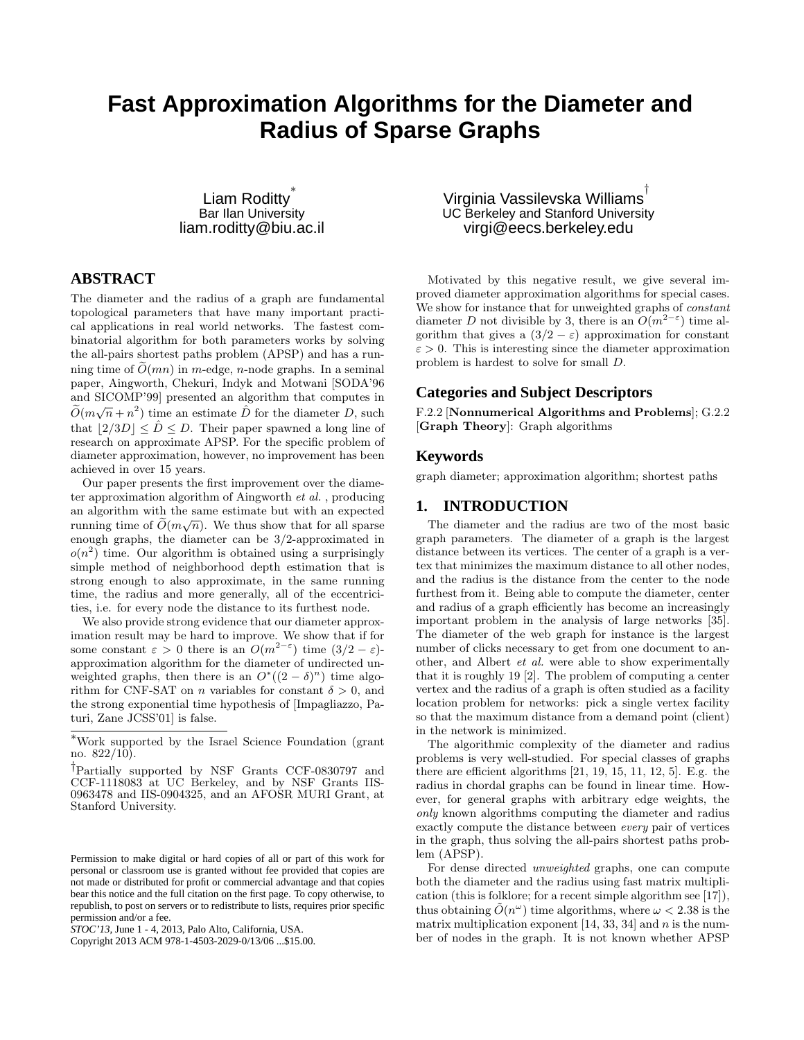# Fast Approximation Algorithms for the Diameter and Radius of Sparse Graphs

Liam Roditty[*]
Bar Ilan University
liam.roditty@biu.ac.il

Virginia Vassilevska Williams[†]
UC Berkeley and Stanford University
virgi@eecs.berkeley.edu

## ABSTRACT

The diameter and the radius of a graph are fundamental topological parameters that have many important practical applications in real world networks. The fastest combinatorial algorithm for both parameters works by solving the all-pairs shortest paths problem (APSP) and has a running time of $\widetilde{O}(mn)$ in $m$-edge, $n$-node graphs. In a seminal paper, Aingworth, Chekuri, Indyk and Motwani [SODA'96 and SICOMP'99] presented an algorithm that computes in $\widetilde{O}(m\sqrt{n}+n^2)$ time an estimate $\hat{D}$ for the diameter $D$, such that $\lfloor 2/3D \rfloor \leq \hat{D} \leq D$. Their paper spawned a long line of research on approximate APSP. For the specific problem of diameter approximation, however, no improvement has been achieved in over 15 years.

Our paper presents the first improvement over the diameter approximation algorithm of Aingworth *et al.* , producing an algorithm with the same estimate but with an expected running time of $\widetilde{O}(m\sqrt{n})$. We thus show that for all sparse enough graphs, the diameter can be 3/2-approximated in $o(n^2)$ time. Our algorithm is obtained using a surprisingly simple method of neighborhood depth estimation that is strong enough to also approximate, in the same running time, the radius and more generally, all of the eccentricities, i.e. for every node the distance to its furthest node.

We also provide strong evidence that our diameter approximation result may be hard to improve. We show that if for some constant $\varepsilon > 0$ there is an $O(m^{2-\varepsilon})$ time $(3/2-\varepsilon)$-approximation algorithm for the diameter of undirected unweighted graphs, then there is an $O^*((2-\delta)^n)$ time algorithm for CNF-SAT on $n$ variables for constant $\delta > 0$, and the strong exponential time hypothesis of [Impagliazzo, Paturi, Zane JCSS'01] is false.

Motivated by this negative result, we give several improved diameter approximation algorithms for special cases. We show for instance that for unweighted graphs of *constant* diameter $D$ not divisible by 3, there is an $O(m^{2-\varepsilon})$ time algorithm that gives a $(3/2-\varepsilon)$ approximation for constant $\varepsilon > 0$. This is interesting since the diameter approximation problem is hardest to solve for small $D$.

[*]Work supported by the Israel Science Foundation (grant no. 822/10).

[†]Partially supported by NSF Grants CCF-0830797 and CCF-1118083 at UC Berkeley, and by NSF Grants IIS-0963478 and IIS-0904325, and an AFOSR MURI Grant, at Stanford University.

Permission to make digital or hard copies of all or part of this work for personal or classroom use is granted without fee provided that copies are not made or distributed for profit or commercial advantage and that copies bear this notice and the full citation on the first page. To copy otherwise, to republish, to post on servers or to redistribute to lists, requires prior specific permission and/or a fee.
*STOC'13*, June 1 - 4, 2013, Palo Alto, California, USA.
Copyright 2013 ACM 978-1-4503-2029-0/13/06 ...$15.00.

## Categories and Subject Descriptors

F.2.2 [**Nonnumerical Algorithms and Problems**]; G.2.2 [**Graph Theory**]: Graph algorithms

## Keywords

graph diameter; approximation algorithm; shortest paths

## 1. INTRODUCTION

The diameter and the radius are two of the most basic graph parameters. The diameter of a graph is the largest distance between its vertices. The center of a graph is a vertex that minimizes the maximum distance to all other nodes, and the radius is the distance from the center to the node furthest from it. Being able to compute the diameter, center and radius of a graph efficiently has become an increasingly important problem in the analysis of large networks [35]. The diameter of the web graph for instance is the largest number of clicks necessary to get from one document to another, and Albert *et al.* were able to show experimentally that it is roughly 19 [2]. The problem of computing a center vertex and the radius of a graph is often studied as a facility location problem for networks: pick a single vertex facility so that the maximum distance from a demand point (client) in the network is minimized.

The algorithmic complexity of the diameter and radius problems is very well-studied. For special classes of graphs there are efficient algorithms [21, 19, 15, 11, 12, 5]. E.g. the radius in chordal graphs can be found in linear time. However, for general graphs with arbitrary edge weights, the *only* known algorithms computing the diameter and radius exactly compute the distance between *every* pair of vertices in the graph, thus solving the all-pairs shortest paths problem (APSP).

For dense directed *unweighted* graphs, one can compute both the diameter and the radius using fast matrix multiplication (this is folklore; for a recent simple algorithm see [17]), thus obtaining $\tilde{O}(n^\omega)$ time algorithms, where $\omega < 2.38$ is the matrix multiplication exponent [14, 33, 34] and $n$ is the number of nodes in the graph. It is not known whether APSP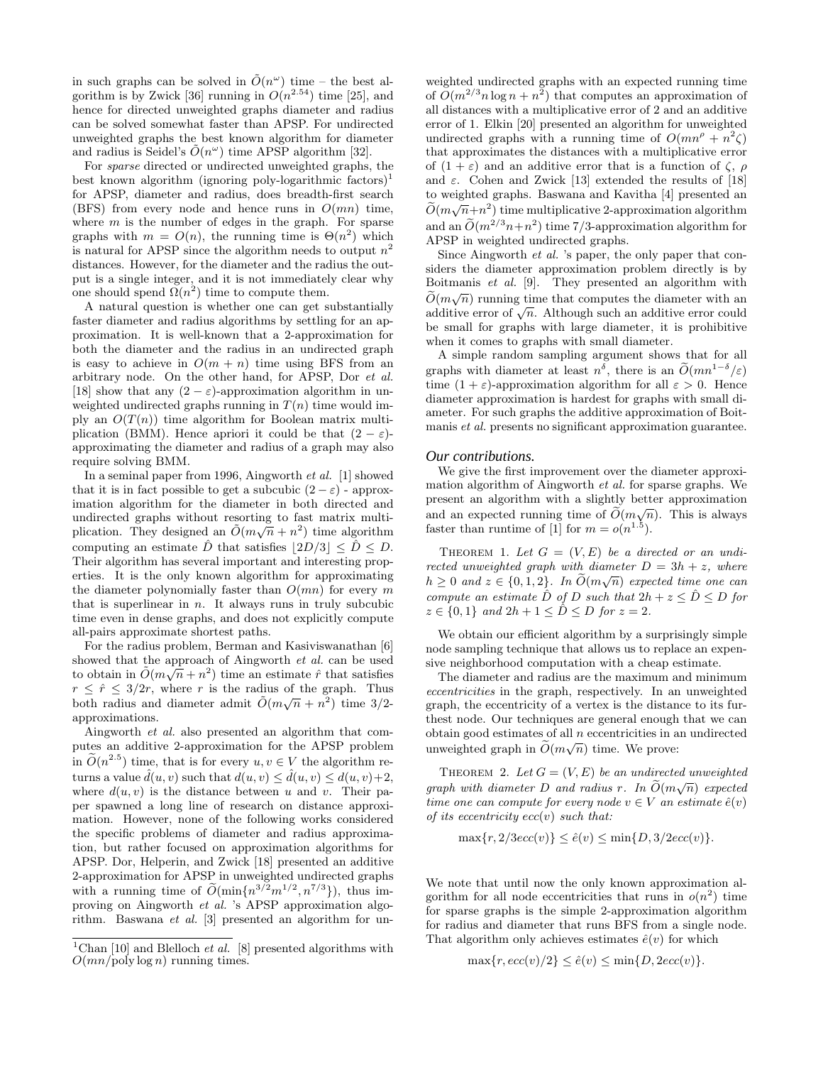in such graphs can be solved in $\tilde{O}(n^{\omega})$ time – the best algorithm is by Zwick [36] running in $O(n^{2.54})$ time [25], and hence for directed unweighted graphs diameter and radius can be solved somewhat faster than APSP. For undirected unweighted graphs the best known algorithm for diameter and radius is Seidel's $\tilde{O}(n^{\omega})$ time APSP algorithm [32].

For *sparse* directed or undirected unweighted graphs, the best known algorithm (ignoring poly-logarithmic factors)[1] for APSP, diameter and radius, does breadth-first search (BFS) from every node and hence runs in $O(mn)$ time, where $m$ is the number of edges in the graph. For sparse graphs with $m = O(n)$, the running time is $\Theta(n^2)$ which is natural for APSP since the algorithm needs to output $n^2$ distances. However, for the diameter and the radius the output is a single integer, and it is not immediately clear why one should spend $\Omega(n^2)$ time to compute them.

A natural question is whether one can get substantially faster diameter and radius algorithms by settling for an approximation. It is well-known that a 2-approximation for both the diameter and the radius in an undirected graph is easy to achieve in $O(m + n)$ time using BFS from an arbitrary node. On the other hand, for APSP, Dor *et al.* [18] show that any $(2 - \varepsilon)$-approximation algorithm in unweighted undirected graphs running in $T(n)$ time would imply an $O(T(n))$ time algorithm for Boolean matrix multiplication (BMM). Hence apriori it could be that $(2 - \varepsilon)$-approximating the diameter and radius of a graph may also require solving BMM.

In a seminal paper from 1996, Aingworth *et al.* [1] showed that it is in fact possible to get a subcubic $(2 - \varepsilon)$ - approximation algorithm for the diameter in both directed and undirected graphs without resorting to fast matrix multiplication. They designed an $\tilde{O}(m\sqrt{n} + n^2)$ time algorithm computing an estimate $\hat{D}$ that satisfies $\lfloor 2D/3 \rfloor \leq \hat{D} \leq D$. Their algorithm has several important and interesting properties. It is the only known algorithm for approximating the diameter polynomially faster than $O(mn)$ for every $m$ that is superlinear in $n$. It always runs in truly subcubic time even in dense graphs, and does not explicitly compute all-pairs approximate shortest paths.

For the radius problem, Berman and Kasiviswanathan [6] showed that the approach of Aingworth *et al.* can be used to obtain in $\tilde{O}(m\sqrt{n} + n^2)$ time an estimate $\hat{r}$ that satisfies $r \leq \hat{r} \leq 3/2r$, where $r$ is the radius of the graph. Thus both radius and diameter admit $\tilde{O}(m\sqrt{n} + n^2)$ time 3/2-approximations.

Aingworth *et al.* also presented an algorithm that computes an additive 2-approximation for the APSP problem in $\widetilde{O}(n^{2.5})$ time, that is for every $u, v \in V$ the algorithm returns a value $\hat{d}(u, v)$ such that $d(u, v) \leq \hat{d}(u, v) \leq d(u, v)+2$, where $d(u, v)$ is the distance between $u$ and $v$. Their paper spawned a long line of research on distance approximation. However, none of the following works considered the specific problems of diameter and radius approximation, but rather focused on approximation algorithms for APSP. Dor, Helperin, and Zwick [18] presented an additive 2-approximation for APSP in unweighted undirected graphs with a running time of $\widetilde{O}(\min\{n^{3/2}m^{1/2}, n^{7/3}\})$, thus improving on Aingworth *et al.* 's APSP approximation algorithm. Baswana *et al.* [3] presented an algorithm for unweighted undirected graphs with an expected running time of $O(m^{2/3}n \log n + n^2)$ that computes an approximation of all distances with a multiplicative error of 2 and an additive error of 1. Elkin [20] presented an algorithm for unweighted undirected graphs with a running time of $O(mn^{\rho} + n^2\zeta)$ that approximates the distances with a multiplicative error of $(1 + \varepsilon)$ and an additive error that is a function of $\zeta$, $\rho$ and $\varepsilon$. Cohen and Zwick [13] extended the results of [18] to weighted graphs. Baswana and Kavitha [4] presented an $\widetilde{O}(m\sqrt{n}+n^2)$ time multiplicative 2-approximation algorithm and an $\widetilde{O}(m^{2/3}n+n^2)$ time 7/3-approximation algorithm for APSP in weighted undirected graphs.

Since Aingworth *et al.* 's paper, the only paper that considers the diameter approximation problem directly is by Boitmanis *et al.* [9]. They presented an algorithm with $\widetilde{O}(m\sqrt{n})$ running time that computes the diameter with an additive error of $\sqrt{n}$. Although such an additive error could be small for graphs with large diameter, it is prohibitive when it comes to graphs with small diameter.

A simple random sampling argument shows that for all graphs with diameter at least $n^{\delta}$, there is an $\widetilde{O}(mn^{1-\delta}/\varepsilon)$ time $(1 + \varepsilon)$-approximation algorithm for all $\varepsilon > 0$. Hence diameter approximation is hardest for graphs with small diameter. For such graphs the additive approximation of Boitmanis *et al.* presents no significant approximation guarantee.

### Our contributions.

We give the first improvement over the diameter approximation algorithm of Aingworth *et al.* for sparse graphs. We present an algorithm with a slightly better approximation and an expected running time of $\widetilde{O}(m\sqrt{n})$. This is always faster than runtime of [1] for $m = o(n^{1.5})$.

THEOREM 1. *Let $G = (V, E)$ be a directed or an undirected unweighted graph with diameter $D = 3h + z$, where $h \geq 0$ and $z \in \{0, 1, 2\}$. In $\widetilde{O}(m\sqrt{n})$ expected time one can compute for an estimate $\hat{D}$ of $D$ such that $2h + z \leq \hat{D} \leq D$ for $z \in \{0, 1\}$ and $2h + 1 \leq \hat{D} \leq D$ for $z = 2$.*

We obtain our efficient algorithm by a surprisingly simple node sampling technique that allows us to replace an expensive neighborhood computation with a cheap estimate.

The diameter and radius are the maximum and minimum *eccentricities* in the graph, respectively. In an unweighted graph, the eccentricity of a vertex is the distance to its furthest node. Our techniques are general enough that we can obtain good estimates of all $n$ eccentricities in an undirected unweighted graph in $\widetilde{O}(m\sqrt{n})$ time. We prove:

THEOREM 2. *Let $G = (V, E)$ be an undirected unweighted graph with diameter $D$ and radius $r$. In $\widetilde{O}(m\sqrt{n})$ expected time one can compute for every node $v \in V$ an estimate $\hat{e}(v)$ of its eccentricity $ecc(v)$ such that:*

$$\max\{r, 2/3ecc(v)\} \leq \hat{e}(v) \leq \min\{D, 3/2ecc(v)\}.$$

We note that until now the only known approximation algorithm for all node eccentricities that runs in $o(n^2)$ time for sparse graphs is the simple 2-approximation algorithm for radius and diameter that runs BFS from a single node. That algorithm only achieves estimates $\hat{e}(v)$ for which

$$\max\{r, ecc(v)/2\} \leq \hat{e}(v) \leq \min\{D, 2ecc(v)\}.$$

[1] Chan [10] and Blelloch *et al.* [8] presented algorithms with $O(mn/\text{poly}\log n)$ running times.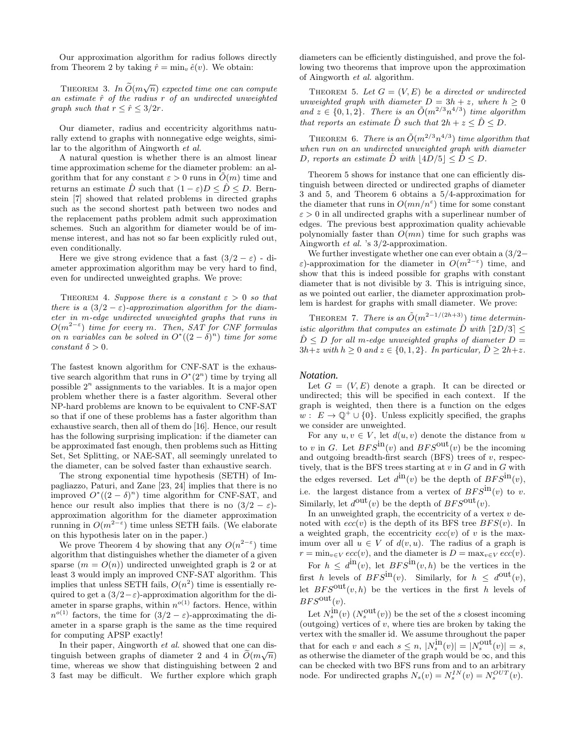Our approximation algorithm for radius follows directly from Theorem 2 by taking $\hat{r} = \min_v \hat{e}(v)$. We obtain:

THEOREM 3. *In $\widetilde{O}(m\sqrt{n})$ expected time one can compute an estimate $\hat{r}$ of the radius $r$ of an undirected unweighted graph such that $r \le \hat{r} \le 3/2r$.*

Our diameter, radius and eccentricity algorithms naturally extend to graphs with nonnegative edge weights, similar to the algorithm of Aingworth *et al.*

A natural question is whether there is an almost linear time approximation scheme for the diameter problem: an algorithm that for any constant $\varepsilon > 0$ runs in $\widetilde{O}(m)$ time and returns an estimate $\hat{D}$ such that $(1-\varepsilon)D \le \hat{D} \le D$. Bernstein [7] showed that related problems in directed graphs such as the second shortest path between two nodes and the replacement paths problem admit such approximation schemes. Such an algorithm for diameter would be of immense interest, and has not so far been explicitly ruled out, even conditionally.

Here we give strong evidence that a fast $(3/2-\varepsilon)$ - diameter approximation algorithm may be very hard to find, even for undirected unweighted graphs. We prove:

THEOREM 4. *Suppose there is a constant $\varepsilon > 0$ so that there is a $(3/2-\varepsilon)$-approximation algorithm for the diameter in $m$-edge undirected unweighted graphs that runs in $O(m^{2-\varepsilon})$ time for every $m$. Then, SAT for CNF formulas on $n$ variables can be solved in $O^*((2-\delta)^n)$ time for some constant $\delta > 0$.*

The fastest known algorithm for CNF-SAT is the exhaustive search algorithm that runs in $O^*(2^n)$ time by trying all possible $2^n$ assignments to the variables. It is a major open problem whether there is a faster algorithm. Several other NP-hard problems are known to be equivalent to CNF-SAT so that if one of these problems has a faster algorithm than exhaustive search, then all of them do [16]. Hence, our result has the following surprising implication: if the diameter can be approximated fast enough, then problems such as Hitting Set, Set Splitting, or NAE-SAT, all seemingly unrelated to the diameter, can be solved faster than exhaustive search.

The strong exponential time hypothesis (SETH) of Impagliazzo, Paturi, and Zane [23, 24] implies that there is no improved $O^*((2-\delta)^n)$ time algorithm for CNF-SAT, and hence our result also implies that there is no $(3/2-\varepsilon)$-approximation algorithm for the diameter approximation running in $O(m^{2-\varepsilon})$ time unless SETH fails. (We elaborate on this hypothesis later on in the paper.)

We prove Theorem 4 by showing that any $O(n^{2-\varepsilon})$ time algorithm that distinguishes whether the diameter of a given sparse ($m = O(n)$) undirected unweighted graph is 2 or at least 3 would imply an improved CNF-SAT algorithm. This implies that unless SETH fails, $O(n^2)$ time is essentially required to get a $(3/2-\varepsilon)$-approximation algorithm for the diameter in sparse graphs, within $n^{o(1)}$ factors. Hence, within $n^{o(1)}$ factors, the time for $(3/2-\varepsilon)$-approximating the diameter in a sparse graph is the same as the time required for computing APSP exactly!

In their paper, Aingworth *et al.* showed that one can distinguish between graphs of diameter 2 and 4 in $\widetilde{O}(m\sqrt{n})$ time, whereas we show that distinguishing between 2 and 3 fast may be difficult. We further explore which graph diameters can be efficiently distinguished, and prove the following two theorems that improve upon the approximation of Aingworth *et al.* algorithm.

THEOREM 5. *Let $G = (V, E)$ be a directed or undirected unweighted graph with diameter $D = 3h + z$, where $h \ge 0$ and $z \in \{0, 1, 2\}$. There is an $\tilde{O}(m^{2/3}n^{4/3})$ time algorithm that reports an estimate $\hat{D}$ such that $2h + z \le \hat{D} \le D$.*

THEOREM 6. *There is an $\tilde{O}(m^{2/3}n^{4/3})$ time algorithm that when run on an undirected unweighted graph with diameter $D$, reports an estimate $\hat{D}$ with $\lfloor 4D/5 \rfloor \le \hat{D} \le D$.*

Theorem 5 shows for instance that one can efficiently distinguish between directed or undirected graphs of diameter 3 and 5, and Theorem 6 obtains a 5/4-approximation for the diameter that runs in $O(mn/n^{\varepsilon})$ time for some constant $\varepsilon > 0$ in all undirected graphs with a superlinear number of edges. The previous best approximation quality achievable polynomially faster than $O(mn)$ time for such graphs was Aingworth *et al.* 's 3/2-approximation.

We further investigate whether one can ever obtain a $(3/2-\varepsilon)$-approximation for the diameter in $O(m^{2-\varepsilon})$ time, and show that this is indeed possible for graphs with constant diameter that is not divisible by 3. This is intriguing since, as we pointed out earlier, the diameter approximation problem is hardest for graphs with small diameter. We prove:

THEOREM 7. *There is an $\tilde{O}(m^{2-1/(2h+3)})$ time deterministic algorithm that computes an estimate $\hat{D}$ with $\lceil 2D/3 \rceil \le \hat{D} \le D$ for all $m$-edge unweighted graphs of diameter $D = 3h+z$ with $h \ge 0$ and $z \in \{0, 1, 2\}$. In particular, $\hat{D} \ge 2h+z$.*

### *Notation.*

Let $G = (V, E)$ denote a graph. It can be directed or undirected; this will be specified in each context. If the graph is weighted, then there is a function on the edges $w: E \to \mathbb{Q}^+ \cup \{0\}$. Unless explicitly specified, the graphs we consider are unweighted.

For any $u, v \in V$, let $d(u, v)$ denote the distance from $u$ to $v$ in $G$. Let $BFS^{\text{in}}(v)$ and $BFS^{\text{out}}(v)$ be the incoming and outgoing breadth-first search (BFS) trees of $v$, respectively, that is the BFS trees starting at $v$ in $G$ and in $G$ with the edges reversed. Let $d^{\text{in}}(v)$ be the depth of $BFS^{\text{in}}(v)$, i.e. the largest distance from a vertex of $BFS^{\text{in}}(v)$ to $v$. Similarly, let $d^{\text{out}}(v)$ be the depth of $BFS^{\text{out}}(v)$.

In an unweighted graph, the eccentricity of a vertex $v$ denoted with $ecc(v)$ is the depth of its BFS tree $BFS(v)$. In a weighted graph, the eccentricity $ecc(v)$ of $v$ is the maximum over all $u \in V$ of $d(v, u)$. The radius of a graph is $r = \min_{v \in V} ecc(v)$, and the diameter is $D = \max_{v \in V} ecc(v)$.

For $h \le d^{\text{in}}(v)$, let $BFS^{\text{in}}(v, h)$ be the vertices in the first $h$ levels of $BFS^{\text{in}}(v)$. Similarly, for $h \le d^{\text{out}}(v)$, let $BFS^{\text{out}}(v, h)$ be the vertices in the first $h$ levels of $BFS^{\text{out}}(v)$.

Let $N_s^{\text{in}}(v)$ ($N_s^{\text{out}}(v)$) be the set of the $s$ closest incoming (outgoing) vertices of $v$, where ties are broken by taking the vertex with the smaller id. We assume throughout the paper that for each $v$ and each $s \le n$, $|N_s^{\text{in}}(v)| = |N_s^{\text{out}}(v)| = s$, as otherwise the diameter of the graph would be $\infty$, and this can be checked with two BFS runs from and to an arbitrary node. For undirected graphs $N_s(v) = N_s^{IN}(v) = N_s^{OUT}(v)$.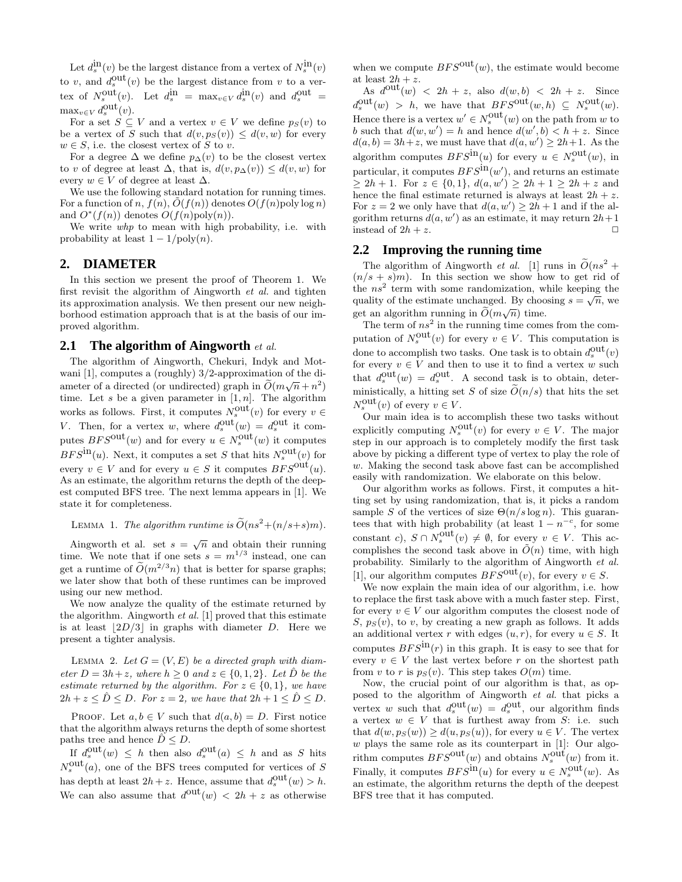Let $d_s^{\text{in}}(v)$ be the largest distance from a vertex of $N_s^{\text{in}}(v)$ to $v$, and $d_s^{\text{out}}(v)$ be the largest distance from $v$ to a vertex of $N_s^{\text{out}}(v)$. Let $d_s^{\text{in}} = \max_{v \in V} d_s^{\text{in}}(v)$ and $d_s^{\text{out}} = \max_{v \in V} d_s^{\text{out}}(v)$.

For a set $S \subseteq V$ and a vertex $v \in V$ we define $p_S(v)$ to be a vertex of $S$ such that $d(v, p_S(v)) \leq d(v, w)$ for every $w \in S$, i.e. the closest vertex of $S$ to $v$.

For a degree $\Delta$ we define $p_\Delta(v)$ to be the closest vertex to $v$ of degree at least $\Delta$, that is, $d(v, p_\Delta(v)) \leq d(v, w)$ for every $w \in V$ of degree at least $\Delta$.

We use the following standard notation for running times. For a function of $n$, $f(n)$, $\widetilde{O}(f(n))$ denotes $O(f(n) \text{poly} \log n)$ and $O^*(f(n))$ denotes $O(f(n)\text{poly}(n))$.

We write *whp* to mean with high probability, i.e. with probability at least $1 - 1/\text{poly}(n)$.

## 2. DIAMETER

In this section we present the proof of Theorem 1. We first revisit the algorithm of Aingworth *et al.* and tighten its approximation analysis. We then present our new neighborhood estimation approach that is at the basis of our improved algorithm.

### 2.1 The algorithm of Aingworth *et al.*

The algorithm of Aingworth, Chekuri, Indyk and Motwani [1], computes a (roughly) 3/2-approximation of the diameter of a directed (or undirected) graph in $\widetilde{O}(m\sqrt{n} + n^2)$ time. Let $s$ be a given parameter in $[1, n]$. The algorithm works as follows. First, it computes $N_s^{\text{out}}(v)$ for every $v \in V$. Then, for a vertex $w$, where $d_s^{\text{out}}(w) = d_s^{\text{out}}$ it computes $BFS^{\text{out}}(w)$ and for every $u \in N_s^{\text{out}}(w)$ it computes $BFS^{\text{in}}(u)$. Next, it computes a set $S$ that hits $N_s^{\text{out}}(v)$ for every $v \in V$ and for every $u \in S$ it computes $BFS^{\text{out}}(u)$. As an estimate, the algorithm returns the depth of the deepest computed BFS tree. The next lemma appears in [1]. We state it for completeness.

LEMMA 1. *The algorithm runtime is $\widetilde{O}(ns^2 + (n/s + s)m)$.*

Aingworth et al. set $s = \sqrt{n}$ and obtain their running time. We note that if one sets $s = m^{1/3}$ instead, one can get a runtime of $\widetilde{O}(m^{2/3}n)$ that is better for sparse graphs; we later show that both of these runtimes can be improved using our new method.

We now analyze the quality of the estimate returned by the algorithm. Aingworth *et al.* [1] proved that this estimate is at least $\lfloor 2D/3 \rfloor$ in graphs with diameter $D$. Here we present a tighter analysis.

LEMMA 2. *Let $G = (V, E)$ be a directed graph with diameter $D = 3h + z$, where $h \geq 0$ and $z \in \{0, 1, 2\}$. Let $\hat{D}$ be the estimate returned by the algorithm. For $z \in \{0, 1\}$, we have $2h + z \leq \hat{D} \leq D$. For $z = 2$, we have that $2h + 1 \leq \hat{D} \leq D$.*

PROOF. Let $a, b \in V$ such that $d(a, b) = D$. First notice that the algorithm always returns the depth of some shortest paths tree and hence $\hat{D} \leq D$.

If $d_s^{\text{out}}(w) \leq h$ then also $d_s^{\text{out}}(a) \leq h$ and as $S$ hits $N_s^{\text{out}}(a)$, one of the BFS trees computed for vertices of $S$ has depth at least $2h + z$. Hence, assume that $d_s^{\text{out}}(w) > h$. We can also assume that $d^{\text{out}}(w) < 2h + z$ as otherwise when we compute $BFS^{\text{out}}(w)$, the estimate would become at least $2h + z$.

As $d^{\text{out}}(w) < 2h + z$, also $d(w, b) < 2h + z$. Since $d_s^{\text{out}}(w) > h$, we have that $BFS^{\text{out}}(w, h) \subseteq N_s^{\text{out}}(w)$. Hence there is a vertex $w' \in N_s^{\text{out}}(w)$ on the path from $w$ to $b$ such that $d(w, w') = h$ and hence $d(w', b) < h + z$. Since $d(a, b) = 3h + z$, we must have that $d(a, w') \geq 2h + 1$. As the algorithm computes $BFS^{\text{in}}(u)$ for every $u \in N_s^{\text{out}}(w)$, in particular, it computes $BFS^{\text{in}}(w')$, and returns an estimate $\geq 2h + 1$. For $z \in \{0, 1\}$, $d(a, w') \geq 2h + 1 \geq 2h + z$ and hence the final estimate returned is always at least $2h + z$. For $z = 2$ we only have that $d(a, w') \geq 2h + 1$ and if the algorithm returns $d(a, w')$ as an estimate, it may return $2h + 1$ instead of $2h + z$. ☐

### 2.2 Improving the running time

The algorithm of Aingworth *et al.* [1] runs in $\widetilde{O}(ns^2 + (n/s + s)m)$. In this section we show how to get rid of the $ns^2$ term with some randomization, while keeping the quality of the estimate unchanged. By choosing $s = \sqrt{n}$, we get an algorithm running in $\widetilde{O}(m\sqrt{n})$ time.

The term of $ns^2$ in the running time comes from the computation of $N_s^{\text{out}}(v)$ for every $v \in V$. This computation is done to accomplish two tasks. One task is to obtain $d_s^{\text{out}}(v)$ for every $v \in V$ and then to use it to find a vertex $w$ such that $d_s^{\text{out}}(w) = d_s^{\text{out}}$. A second task is to obtain, deterministically, a hitting set $S$ of size $\widetilde{O}(n/s)$ that hits the set $N_s^{\text{out}}(v)$ of every $v \in V$.

Our main idea is to accomplish these two tasks without explicitly computing $N_s^{\text{out}}(v)$ for every $v \in V$. The major step in our approach is to completely modify the first task above by picking a different type of vertex to play the role of $w$. Making the second task above fast can be accomplished easily with randomization. We elaborate on this below.

Our algorithm works as follows. First, it computes a hitting set by using randomization, that is, it picks a random sample $S$ of the vertices of size $\Theta(n/s \log n)$. This guarantees that with high probability (at least $1 - n^{-c}$, for some constant $c$), $S \cap N_s^{\text{out}}(v) \neq \emptyset$, for every $v \in V$. This accomplishes the second task above in $\widetilde{O}(n)$ time, with high probability. Similarly to the algorithm of Aingworth *et al.* [1], our algorithm computes $BFS^{\text{out}}(v)$, for every $v \in S$.

We now explain the main idea of our algorithm, i.e. how to replace the first task above with a much faster step. First, for every $v \in V$ our algorithm computes the closest node of $S$, $p_S(v)$, to $v$, by creating a new graph as follows. It adds an additional vertex $r$ with edges $(u, r)$, for every $u \in S$. It computes $BFS^{\text{in}}(r)$ in this graph. It is easy to see that for every $v \in V$ the last vertex before $r$ on the shortest path from $v$ to $r$ is $p_S(v)$. This step takes $O(m)$ time.

Now, the crucial point of our algorithm is that, as opposed to the algorithm of Aingworth *et al.* that picks a vertex $w$ such that $d_s^{\text{out}}(w) = d_s^{\text{out}}$, our algorithm finds a vertex $w \in V$ that is furthest away from $S$: i.e. such that $d(w, p_S(w)) \geq d(u, p_S(u))$, for every $u \in V$. The vertex $w$ plays the same role as its counterpart in [1]: Our algorithm computes $BFS^{\text{out}}(w)$ and obtains $N_s^{\text{out}}(w)$ from it. Finally, it computes $BFS^{\text{in}}(u)$ for every $u \in N_s^{\text{out}}(w)$. As an estimate, the algorithm returns the depth of the deepest BFS tree that it has computed.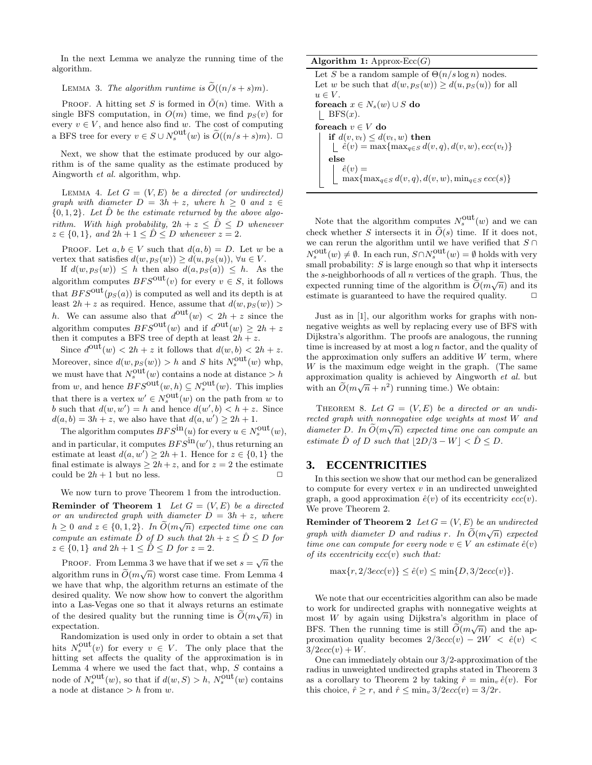In the next Lemma we analyze the running time of the algorithm.

LEMMA 3. *The algorithm runtime is $\widetilde{O}((n/s+s)m)$.*

PROOF. A hitting set $S$ is formed in $\widetilde{O}(n)$ time. With a single BFS computation, in $O(m)$ time, we find $p_S(v)$ for every $v \in V$, and hence also find $w$. The cost of computing a BFS tree for every $v \in S \cup N_s^{\text{out}}(w)$ is $\widetilde{O}((n/s+s)m)$. □

Next, we show that the estimate produced by our algorithm is of the same quality as the estimate produced by Aingworth *et al.* algorithm, whp.

LEMMA 4. *Let $G=(V,E)$ be a directed (or undirected) graph with diameter $D=3h+z$, where $h \geq 0$ and $z \in \{0,1,2\}$. Let $\hat{D}$ be the estimate returned by the above algorithm. With high probability, $2h+z \leq \hat{D} \leq D$ whenever $z \in \{0,1\}$, and $2h+1 \leq \hat{D} \leq D$ whenever $z=2$.*

PROOF. Let $a,b \in V$ such that $d(a,b)=D$. Let $w$ be a vertex that satisfies $d(w,p_S(w)) \geq d(u,p_S(u))$, $\forall u \in V$.

If $d(w,p_S(w)) \leq h$ then also $d(a,p_S(a)) \leq h$. As the algorithm computes $BFS^{\text{out}}(v)$ for every $v \in S$, it follows that $BFS^{\text{out}}(p_S(a))$ is computed as well and its depth is at least $2h+z$ as required. Hence, assume that $d(w,p_S(w)) > h$. We can assume also that $d^{\text{out}}(w) < 2h+z$ since the algorithm computes $BFS^{\text{out}}(w)$ and if $d^{\text{out}}(w) \geq 2h+z$ then it computes a BFS tree of depth at least $2h+z$.

Since $d^{\text{out}}(w) < 2h+z$ it follows that $d(w,b) < 2h+z$. Moreover, since $d(w,p_S(w)) > h$ and $S$ hits $N_s^{\text{out}}(w)$ whp, we must have that $N_s^{\text{out}}(w)$ contains a node at distance $> h$ from $w$, and hence $BFS^{\text{out}}(w,h) \subseteq N_s^{\text{out}}(w)$. This implies that there is a vertex $w' \in N_s^{\text{out}}(w)$ on the path from $w$ to $b$ such that $d(w,w')=h$ and hence $d(w',b) < h+z$. Since $d(a,b)=3h+z$, we also have that $d(a,w') \geq 2h+1$.

The algorithm computes $BFS^{\text{in}}(u)$ for every $u \in N_s^{\text{out}}(w)$, and in particular, it computes $BFS^{\text{in}}(w')$, thus returning an estimate at least $d(a,w') \geq 2h+1$. Hence for $z \in \{0,1\}$ the final estimate is always $\geq 2h+z$, and for $z=2$ the estimate could be $2h+1$ but no less. □

We now turn to prove Theorem 1 from the introduction.

**Reminder of Theorem 1** *Let $G=(V,E)$ be a directed or an undirected graph with diameter $D=3h+z$, where $h \geq 0$ and $z \in \{0,1,2\}$. In $\widetilde{O}(m\sqrt{n})$ expected time one can compute an estimate $\hat{D}$ of $D$ such that $2h+z \leq \hat{D} \leq D$ for $z \in \{0,1\}$ and $2h+1 \leq \hat{D} \leq D$ for $z=2$.*

PROOF. From Lemma 3 we have that if we set $s=\sqrt{n}$ the algorithm runs in $\widetilde{O}(m\sqrt{n})$ worst case time. From Lemma 4 we have that whp, the algorithm returns an estimate of the desired quality. We now show how to convert the algorithm into a Las-Vegas one so that it always returns an estimate of the desired quality but the running time is $\widetilde{O}(m\sqrt{n})$ in expectation.

Randomization is used only in order to obtain a set that hits $N_s^{\text{out}}(v)$ for every $v \in V$. The only place that the hitting set affects the quality of the approximation is in Lemma 4 where we used the fact that, whp, $S$ contains a node of $N_s^{\text{out}}(w)$, so that if $d(w,S) > h$, $N_s^{\text{out}}(w)$ contains a node at distance $> h$ from $w$.

**Algorithm 1:** Approx-Ecc($G$)

```
Let S be a random sample of Θ(n/s log n) nodes.
Let w be such that d(w, p_S(w)) ≥ d(u, p_S(u)) for all u ∈ V.
foreach x ∈ N_s(w) ∪ S do
    BFS(x).
foreach v ∈ V do
    if d(v, v_t) ≤ d(v_t, w) then
        ê(v) = max{max_{q∈S} d(v,q), d(v,w), ecc(v_t)}
    else
        ê(v) = max{max_{q∈S} d(v,q), d(v,w), min_{q∈S} ecc(s)}
```

Note that the algorithm computes $N_s^{\text{out}}(w)$ and we can check whether $S$ intersects it in $\widetilde{O}(s)$ time. If it does not, we can rerun the algorithm until we have verified that $S \cap N_s^{\text{out}}(w) \neq \emptyset$. In each run, $S \cap N_s^{\text{out}}(w) = \emptyset$ holds with very small probability: $S$ is large enough so that whp it intersects the $s$-neighborhoods of all $n$ vertices of the graph. Thus, the expected running time of the algorithm is $\widetilde{O}(m\sqrt{n})$ and its estimate is guaranteed to have the required quality. □

Just as in [1], our algorithm works for graphs with nonnegative weights as well by replacing every use of BFS with Dijkstra's algorithm. The proofs are analogous, the running time is increased by at most a $\log n$ factor, and the quality of the approximation only suffers an additive $W$ term, where $W$ is the maximum edge weight in the graph. (The same approximation quality is achieved by Aingworth *et al.* but with an $\widetilde{O}(m\sqrt{n}+n^2)$ running time.) We obtain:

THEOREM 8. *Let $G=(V,E)$ be a directed or an undirected graph with nonnegative edge weights at most $W$ and diameter $D$. In $\widetilde{O}(m\sqrt{n})$ expected time one can compute an estimate $\hat{D}$ of $D$ such that $\lfloor 2D/3 - W \rfloor < \hat{D} \leq D$.*

## 3. ECCENTRICITIES

In this section we show that our method can be generalized to compute for every vertex $v$ in an undirected unweighted graph, a good approximation $\hat{e}(v)$ of its eccentricity $ecc(v)$. We prove Theorem 2.

**Reminder of Theorem 2** *Let $G=(V,E)$ be an undirected graph with diameter $D$ and radius $r$. In $\widetilde{O}(m\sqrt{n})$ expected time one can compute for every node $v \in V$ an estimate $\hat{e}(v)$ of its eccentricity $ecc(v)$ such that:*

$$\max\{r, 2/3ecc(v)\} \leq \hat{e}(v) \leq \min\{D, 3/2ecc(v)\}.$$

We note that our eccentricities algorithm can also be made to work for undirected graphs with nonnegative weights at most $W$ by again using Dijkstra's algorithm in place of BFS. Then the running time is still $\widetilde{O}(m\sqrt{n})$ and the approximation quality becomes $2/3ecc(v) - 2W < \hat{e}(v) < 3/2ecc(v) + W$.

One can immediately obtain our 3/2-approximation of the radius in unweighted undirected graphs stated in Theorem 3 as a corollary to Theorem 2 by taking $\hat{r} = \min_v \hat{e}(v)$. For this choice, $\hat{r} \geq r$, and $\hat{r} \leq \min_v 3/2ecc(v) = 3/2r$.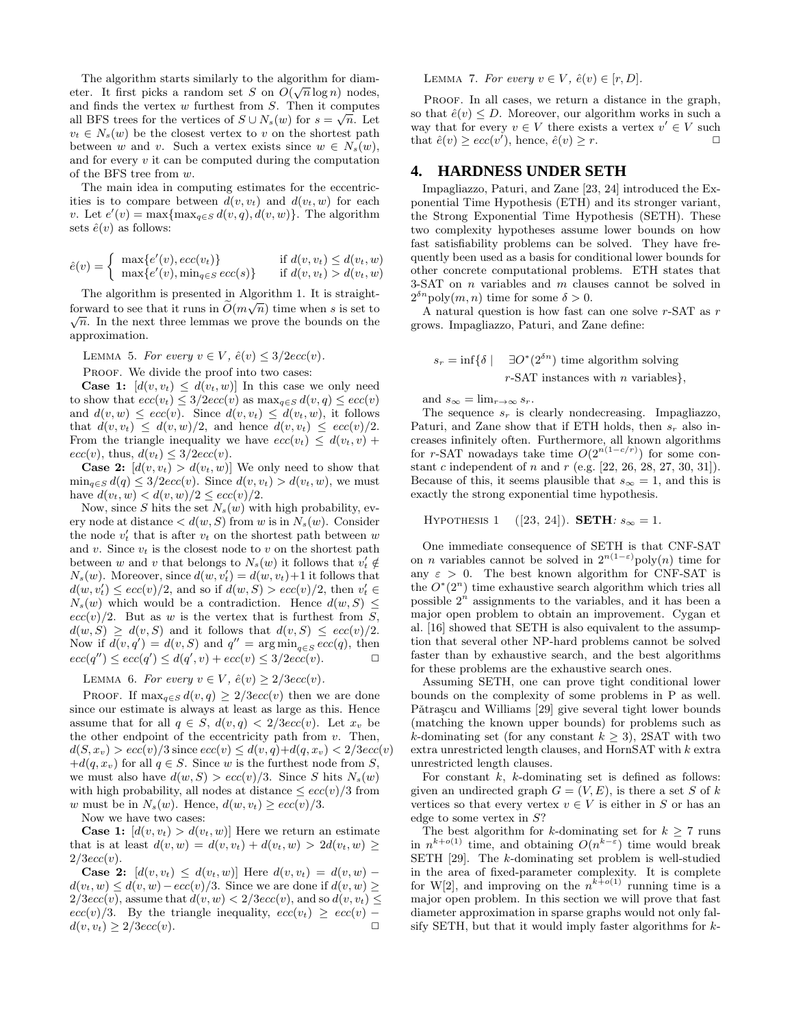The algorithm starts similarly to the algorithm for diameter. It first picks a random set $S$ on $O(\sqrt{n}\log n)$ nodes, and finds the vertex $w$ furthest from $S$. Then it computes all BFS trees for the vertices of $S \cup N_s(w)$ for $s = \sqrt{n}$. Let $v_t \in N_s(w)$ be the closest vertex to $v$ on the shortest path between $w$ and $v$. Such a vertex exists since $w \in N_s(w)$, and for every $v$ it can be computed during the computation of the BFS tree from $w$.

The main idea in computing estimates for the eccentricities is to compare between $d(v, v_t)$ and $d(v_t, w)$ for each $v$. Let $e'(v) = \max\{\max_{q\in S} d(v, q), d(v, w)\}$. The algorithm sets $\hat{e}(v)$ as follows:

$$\hat{e}(v) = \begin{cases} \max\{e'(v), ecc(v_t)\} & \text{if } d(v, v_t) \le d(v_t, w) \\ \max\{e'(v), \min_{q\in S} ecc(s)\} & \text{if } d(v, v_t) > d(v_t, w) \end{cases}$$

The algorithm is presented in Algorithm 1. It is straightforward to see that it runs in $\widetilde{O}(m\sqrt{n})$ time when $s$ is set to $\sqrt{n}$. In the next three lemmas we prove the bounds on the approximation.

Lemma 5. *For every $v \in V$, $\hat{e}(v) \le 3/2ecc(v)$.*

Proof. We divide the proof into two cases:

**Case 1:** $[d(v, v_t) \le d(v_t, w)]$ In this case we only need to show that $ecc(v_t) \le 3/2ecc(v)$ as $\max_{q\in S} d(v, q) \le ecc(v)$ and $d(v, w) \le ecc(v)$. Since $d(v, v_t) \le d(v_t, w)$, it follows that $d(v, v_t) \le d(v, w)/2$, and hence $d(v, v_t) \le ecc(v)/2$. From the triangle inequality we have $ecc(v_t) \le d(v_t, v) + ecc(v)$, thus, $d(v_t) \le 3/2ecc(v)$.

**Case 2:** $[d(v, v_t) > d(v_t, w)]$ We only need to show that $\min_{q\in S} d(q) \le 3/2ecc(v)$. Since $d(v, v_t) > d(v_t, w)$, we must have $d(v_t, w) < d(v, w)/2 \le ecc(v)/2$.

Now, since $S$ hits the set $N_s(w)$ with high probability, every node at distance $< d(w, S)$ from $w$ is in $N_s(w)$. Consider the node $v_t'$ that is after $v_t$ on the shortest path between $w$ and $v$. Since $v_t$ is the closest node to $v$ on the shortest path between $w$ and $v$ that belongs to $N_s(w)$ it follows that $v_t' \notin N_s(w)$. Moreover, since $d(w, v_t') = d(w, v_t)+1$ it follows that $d(w, v_t') \le ecc(v)/2$, and so if $d(w, S) > ecc(v)/2$, then $v_t' \in N_s(w)$ which would be a contradiction. Hence $d(w, S) \le ecc(v)/2$. But as $w$ is the vertex that is furthest from $S$, $d(w, S) \ge d(v, S)$ and it follows that $d(v, S) \le ecc(v)/2$. Now if $d(v, q') = d(v, S)$ and $q'' = \arg\min_{q\in S} ecc(q)$, then $ecc(q'') \le ecc(q') \le d(q', v) + ecc(v) \le 3/2ecc(v)$. □

Lemma 6. *For every $v \in V$, $\hat{e}(v) \ge 2/3ecc(v)$.*

Proof. If $\max_{q\in S} d(v, q) \ge 2/3ecc(v)$ then we are done since our estimate is always at least as large as this. Hence assume that for all $q \in S$, $d(v, q) < 2/3ecc(v)$. Let $x_v$ be the other endpoint of the eccentricity path from $v$. Then, $d(S, x_v) > ecc(v)/3$ since $ecc(v) \le d(v, q)+d(q, x_v) < 2/3ecc(v) + d(q, x_v)$ for all $q \in S$. Since $w$ is the furthest node from $S$, we must also have $d(w, S) > ecc(v)/3$. Since $S$ hits $N_s(w)$ with high probability, all nodes at distance $\le ecc(v)/3$ from $w$ must be in $N_s(w)$. Hence, $d(w, v_t) \ge ecc(v)/3$.

Now we have two cases:

**Case 1:** $[d(v, v_t) > d(v_t, w)]$ Here we return an estimate that is at least $d(v, w) = d(v, v_t) + d(v_t, w) > 2d(v_t, w) \ge 2/3ecc(v)$.

**Case 2:** $[d(v, v_t) \le d(v_t, w)]$ Here $d(v, v_t) = d(v, w) - d(v_t, w) \le d(v, w)-ecc(v)/3$. Since we are done if $d(v, w) \ge 2/3ecc(v)$, assume that $d(v, w) < 2/3ecc(v)$, and so $d(v, v_t) \le ecc(v)/3$. By the triangle inequality, $ecc(v_t) \ge ecc(v) - d(v, v_t) \ge 2/3ecc(v)$. □

Lemma 7. *For every $v \in V$, $\hat{e}(v) \in [r, D]$.*

Proof. In all cases, we return a distance in the graph, so that $\hat{e}(v) \le D$. Moreover, our algorithm works in such a way that for every $v \in V$ there exists a vertex $v' \in V$ such that $\hat{e}(v) \ge ecc(v')$, hence, $\hat{e}(v) \ge r$. □

# 4. HARDNESS UNDER SETH

Impagliazzo, Paturi, and Zane [23, 24] introduced the Exponential Time Hypothesis (ETH) and its stronger variant, the Strong Exponential Time Hypothesis (SETH). These two complexity hypotheses assume lower bounds on how fast satisfiability problems can be solved. They have frequently been used as a basis for conditional lower bounds for other concrete computational problems. ETH states that 3-SAT on $n$ variables and $m$ clauses cannot be solved in $2^{\delta n}\text{poly}(m, n)$ time for some $\delta > 0$.

A natural question is how fast can one solve $r$-SAT as $r$ grows. Impagliazzo, Paturi, and Zane define:

$$s_r = \inf\{\delta \mid \quad \exists O^*(2^{\delta n}) \text{ time algorithm solving } r\text{-SAT instances with } n \text{ variables}\},$$

and $s_\infty = \lim_{r\to\infty} s_r$.

The sequence $s_r$ is clearly nondecreasing. Impagliazzo, Paturi, and Zane show that if ETH holds, then $s_r$ also increases infinitely often. Furthermore, all known algorithms for $r$-SAT nowadays take time $O(2^{n(1-c/r)})$ for some constant $c$ independent of $n$ and $r$ (e.g. [22, 26, 28, 27, 30, 31]). Because of this, it seems plausible that $s_\infty = 1$, and this is exactly the strong exponential time hypothesis.

Hypothesis 1 ([23, 24]). **SETH**: $s_\infty = 1$.

One immediate consequence of SETH is that CNF-SAT on $n$ variables cannot be solved in $2^{n(1-\varepsilon)}\text{poly}(n)$ time for any $\varepsilon > 0$. The best known algorithm for CNF-SAT is the $O^*(2^n)$ time exhaustive search algorithm which tries all possible $2^n$ assignments to the variables, and it has been a major open problem to obtain an improvement. Cygan et al. [16] showed that SETH is also equivalent to the assumption that several other NP-hard problems cannot be solved faster than by exhaustive search, and the best algorithms for these problems are the exhaustive search ones.

Assuming SETH, one can prove tight conditional lower bounds on the complexity of some problems in P as well. Pătraşcu and Williams [29] give several tight lower bounds (matching the known upper bounds) for problems such as $k$-dominating set (for any constant $k \ge 3$), 2SAT with two extra unrestricted length clauses, and HornSAT with $k$ extra unrestricted length clauses.

For constant $k$, $k$-dominating set is defined as follows: given an undirected graph $G = (V, E)$, is there a set $S$ of $k$ vertices so that every vertex $v \in V$ is either in $S$ or has an edge to some vertex in $S$?

The best algorithm for $k$-dominating set for $k \ge 7$ runs in $n^{k+o(1)}$ time, and obtaining $O(n^{k-\varepsilon})$ time would break SETH [29]. The $k$-dominating set problem is well-studied in the area of fixed-parameter complexity. It is complete for W[2], and improving on the $n^{k+o(1)}$ running time is a major open problem. In this section we will prove that fast diameter approximation in sparse graphs would not only falsify SETH, but that it would imply faster algorithms for $k$-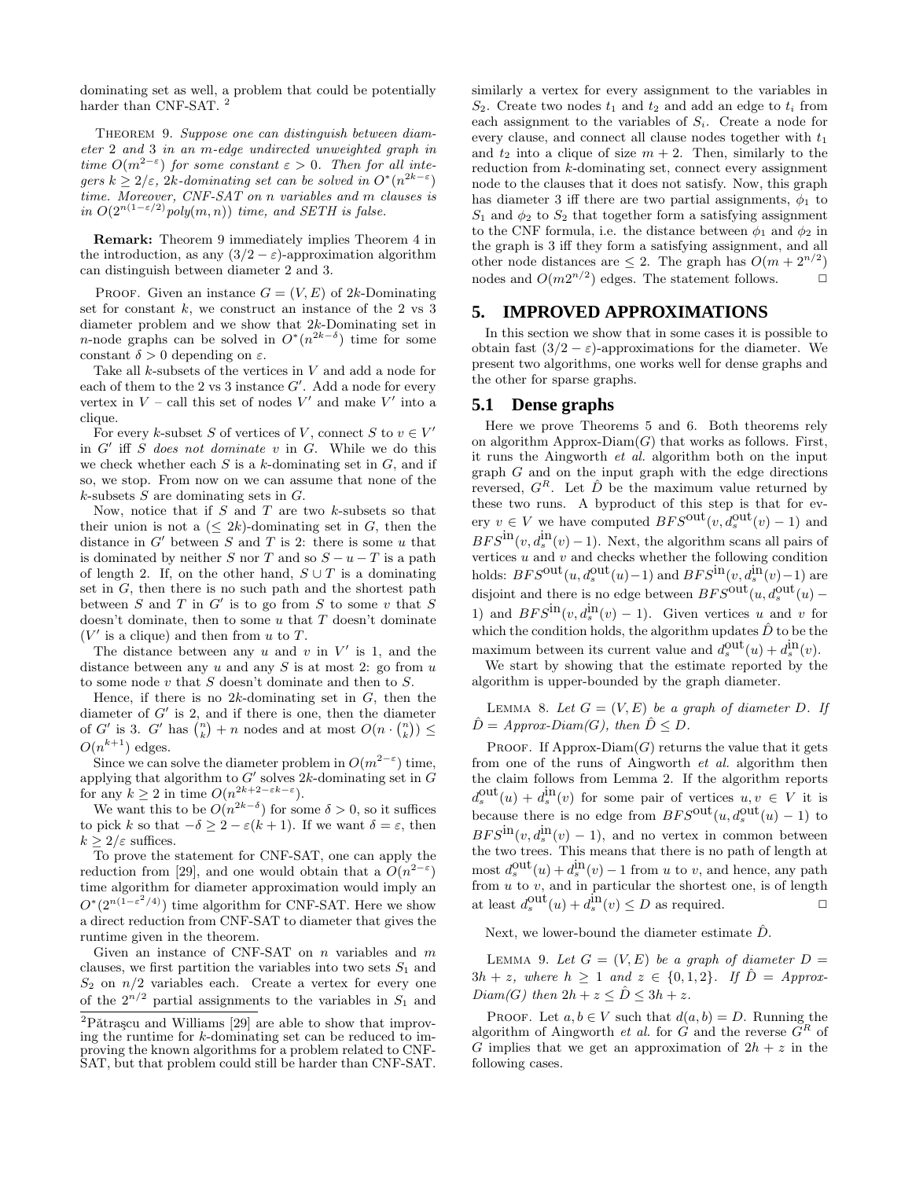dominating set as well, a problem that could be potentially harder than CNF-SAT. [2]

Theorem 9. *Suppose one can distinguish between diameter 2 and 3 in an $m$-edge undirected unweighted graph in time $O(m^{2-\varepsilon})$ for some constant $\varepsilon > 0$. Then for all integers $k \geq 2/\varepsilon$, $2k$-dominating set can be solved in $O^*(n^{2k-\varepsilon})$ time. Moreover, CNF-SAT on $n$ variables and $m$ clauses is in $O(2^{n(1-\varepsilon/2)}poly(m,n))$ time, and SETH is false.*

**Remark:** Theorem 9 immediately implies Theorem 4 in the introduction, as any $(3/2-\varepsilon)$-approximation algorithm can distinguish between diameter 2 and 3.

Proof. Given an instance $G=(V,E)$ of $2k$-Dominating set for constant $k$, we construct an instance of the 2 vs 3 diameter problem and we show that $2k$-Dominating set in $n$-node graphs can be solved in $O^*(n^{2k-\delta})$ time for some constant $\delta > 0$ depending on $\varepsilon$.

Take all $k$-subsets of the vertices in $V$ and add a node for each of them to the 2 vs 3 instance $G'$. Add a node for every vertex in $V$ – call this set of nodes $V'$ and make $V'$ into a clique.

For every $k$-subset $S$ of vertices of $V$, connect $S$ to $v \in V'$ in $G'$ iff $S$ *does not dominate* $v$ in $G$. While we do this we check whether each $S$ is a $k$-dominating set in $G$, and if so, we stop. From now on we can assume that none of the $k$-subsets $S$ are dominating sets in $G$.

Now, notice that if $S$ and $T$ are two $k$-subsets so that their union is not a ($\leq 2k$)-dominating set in $G$, then the distance in $G'$ between $S$ and $T$ is 2: there is some $u$ that is dominated by neither $S$ nor $T$ and so $S-u-T$ is a path of length 2. If, on the other hand, $S \cup T$ is a dominating set in $G$, then there is no such path and the shortest path between $S$ and $T$ in $G'$ is to go from $S$ to some $v$ that $S$ doesn't dominate, then to some $u$ that $T$ doesn't dominate ($V'$ is a clique) and then from $u$ to $T$.

The distance between any $u$ and $v$ in $V'$ is 1, and the distance between any $u$ and any $S$ is at most 2: go from $u$ to some node $v$ that $S$ doesn't dominate and then to $S$.

Hence, if there is no $2k$-dominating set in $G$, then the diameter of $G'$ is 2, and if there is one, then the diameter of $G'$ is 3. $G'$ has $\binom{n}{k}+n$ nodes and at most $O(n\cdot\binom{n}{k}) \leq O(n^{k+1})$ edges.

Since we can solve the diameter problem in $O(m^{2-\varepsilon})$ time, applying that algorithm to $G'$ solves $2k$-dominating set in $G$ for any $k \geq 2$ in time $O(n^{2k+2-\varepsilon k-\varepsilon})$.

We want this to be $O(n^{2k-\delta})$ for some $\delta > 0$, so it suffices to pick $k$ so that $-\delta \geq 2-\varepsilon(k+1)$. If we want $\delta=\varepsilon$, then $k \geq 2/\varepsilon$ suffices.

To prove the statement for CNF-SAT, one can apply the reduction from [29], and one would obtain that a $\tilde{O}(n^{2-\varepsilon})$ time algorithm for diameter approximation would imply an $O^*(2^{n(1-\varepsilon^2/4)})$ time algorithm for CNF-SAT. Here we show a direct reduction from CNF-SAT to diameter that gives the runtime given in the theorem.

Given an instance of CNF-SAT on $n$ variables and $m$ clauses, we first partition the variables into two sets $S_1$ and $S_2$ on $n/2$ variables each. Create a vertex for every one of the $2^{n/2}$ partial assignments to the variables in $S_1$ and similarly a vertex for every assignment to the variables in $S_2$. Create two nodes $t_1$ and $t_2$ and add an edge to $t_i$ from each assignment to the variables of $S_i$. Create a node for every clause, and connect all clause nodes together with $t_1$ and $t_2$ into a clique of size $m+2$. Then, similarly to the reduction from $k$-dominating set, connect every assignment node to the clauses that it does not satisfy. Now, this graph has diameter 3 iff there are two partial assignments, $\phi_1$ to $S_1$ and $\phi_2$ to $S_2$ that together form a satisfying assignment to the CNF formula, i.e. the distance between $\phi_1$ and $\phi_2$ in the graph is 3 iff they form a satisfying assignment, and all other node distances are $\leq 2$. The graph has $O(m+2^{n/2})$ nodes and $O(m2^{n/2})$ edges. The statement follows. $\square$

[2] Pătraşcu and Williams [29] are able to show that improving the runtime for $k$-dominating set can be reduced to improving the known algorithms for a problem related to CNF-SAT, but that problem could still be harder than CNF-SAT.

## 5. IMPROVED APPROXIMATIONS

In this section we show that in some cases it is possible to obtain fast $(3/2-\varepsilon)$-approximations for the diameter. We present two algorithms, one works well for dense graphs and the other for sparse graphs.

### 5.1 Dense graphs

Here we prove Theorems 5 and 6. Both theorems rely on algorithm Approx-Diam($G$) that works as follows. First, it runs the Aingworth *et al.* algorithm both on the input graph $G$ and on the input graph with the edge directions reversed, $G^R$. Let $\hat{D}$ be the maximum value returned by these two runs. A byproduct of this step is that for every $v \in V$ we have computed $BFS^{\text{out}}(v, d_s^{\text{out}}(v)-1)$ and $BFS^{\text{in}}(v, d_s^{\text{in}}(v)-1)$. Next, the algorithm scans all pairs of vertices $u$ and $v$ and checks whether the following condition holds: $BFS^{\text{out}}(u, d_s^{\text{out}}(u)-1)$ and $BFS^{\text{in}}(v, d_s^{\text{in}}(v)-1)$ are disjoint and there is no edge between $BFS^{\text{out}}(u, d_s^{\text{out}}(u)-1)$ and $BFS^{\text{in}}(v, d_s^{\text{in}}(v)-1)$. Given vertices $u$ and $v$ for which the condition holds, the algorithm updates $\hat{D}$ to be the maximum between its current value and $d_s^{\text{out}}(u)+d_s^{\text{in}}(v)$.

We start by showing that the estimate reported by the algorithm is upper-bounded by the graph diameter.

Lemma 8. *Let $G=(V,E)$ be a graph of diameter $D$. If $\hat{D}=$ Approx-Diam($G$), then $\hat{D} \leq D$.*

Proof. If Approx-Diam($G$) returns the value that it gets from one of the runs of Aingworth *et al.* algorithm then the claim follows from Lemma 2. If the algorithm reports $d_s^{\text{out}}(u)+d_s^{\text{in}}(v)$ for some pair of vertices $u, v \in V$ it is because there is no edge from $BFS^{\text{out}}(u, d_s^{\text{out}}(u)-1)$ to $BFS^{\text{in}}(v, d_s^{\text{in}}(v)-1)$, and no vertex in common between the two trees. This means that there is no path of length at most $d_s^{\text{out}}(u)+d_s^{\text{in}}(v)-1$ from $u$ to $v$, and hence, any path from $u$ to $v$, and in particular the shortest one, is of length at least $d_s^{\text{out}}(u)+d_s^{\text{in}}(v) \leq D$ as required. $\square$

Next, we lower-bound the diameter estimate $\hat{D}$.

Lemma 9. *Let $G=(V,E)$ be a graph of diameter $D=3h+z$, where $h \geq 1$ and $z \in \{0,1,2\}$. If $\hat{D}=$ Approx-Diam($G$) then $2h+z \leq \hat{D} \leq 3h+z$.*

Proof. Let $a, b \in V$ such that $d(a,b)=D$. Running the algorithm of Aingworth *et al.* for $G$ and the reverse $G^R$ of $G$ implies that we get an approximation of $2h+z$ in the following cases.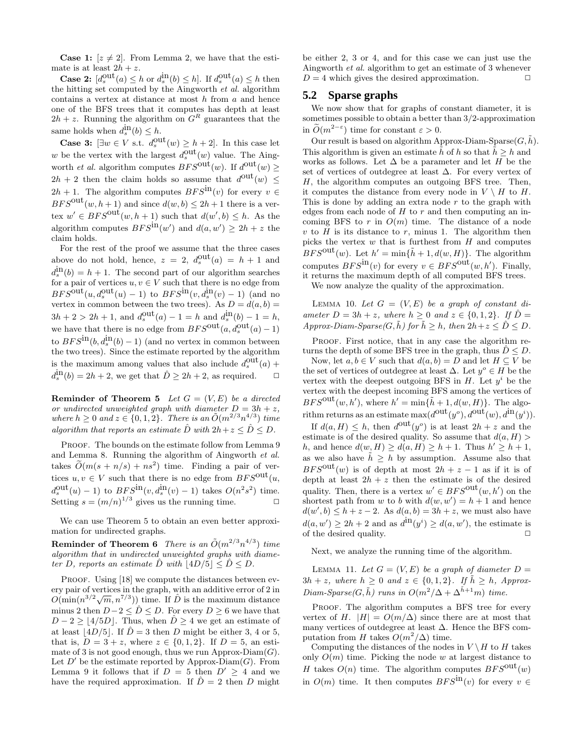**Case 1:** $[z \neq 2]$. From Lemma 2, we have that the estimate is at least $2h + z$.

**Case 2:** $[d_s^{\text{out}}(a) \leq h$ or $d_s^{\text{in}}(b) \leq h]$. If $d_s^{\text{out}}(a) \leq h$ then the hitting set computed by the Aingworth *et al.* algorithm contains a vertex at distance at most $h$ from $a$ and hence one of the BFS trees that it computes has depth at least $2h + z$. Running the algorithm on $G^R$ guarantees that the same holds when $d_s^{\text{in}}(b) \leq h$.

**Case 3:** $[\exists w \in V$ s.t. $d_s^{\text{out}}(w) \geq h + 2]$. In this case let $w$ be the vertex with the largest $d_s^{\text{out}}(w)$ value. The Aingworth *et al.* algorithm computes $BFS^{\text{out}}(w)$. If $d^{\text{out}}(w) \geq 2h + 2$ then the claim holds so assume that $d^{\text{out}}(w) \leq 2h + 1$. The algorithm computes $BFS^{\text{in}}(v)$ for every $v \in BFS^{\text{out}}(w, h+1)$ and since $d(w, b) \leq 2h + 1$ there is a vertex $w' \in BFS^{\text{out}}(w, h+1)$ such that $d(w', b) \leq h$. As the algorithm computes $BFS^{\text{in}}(w')$ and $d(a, w') \geq 2h + z$ the claim holds.

For the rest of the proof we assume that the three cases above do not hold, hence, $z = 2$, $d_s^{\text{out}}(a) = h + 1$ and $d_s^{\text{in}}(b) = h + 1$. The second part of our algorithm searches for a pair of vertices $u, v \in V$ such that there is no edge from $BFS^{\text{out}}(u, d_s^{\text{out}}(u) - 1)$ to $BFS^{\text{in}}(v, d_s^{\text{in}}(v) - 1)$ (and no vertex in common between the two trees). As $D = d(a, b) = 3h + 2 > 2h + 1$, and $d_s^{\text{out}}(a) - 1 = h$ and $d_s^{\text{in}}(b) - 1 = h$, we have that there is no edge from $BFS^{\text{out}}(a, d_s^{\text{out}}(a) - 1)$ to $BFS^{\text{in}}(b, d_s^{\text{in}}(b) - 1)$ (and no vertex in common between the two trees). Since the estimate reported by the algorithm is the maximum among values that also include $d_s^{\text{out}}(a) + d_s^{\text{in}}(b) = 2h + 2$, we get that $\hat{D} \geq 2h + 2$, as required. $\square$

**Reminder of Theorem 5** *Let $G = (V, E)$ be a directed or undirected unweighted graph with diameter $D = 3h + z$, where $h \geq 0$ and $z \in \{0, 1, 2\}$. There is an $\tilde{O}(m^{2/3} n^{4/3})$ time algorithm that reports an estimate $\hat{D}$ with $2h + z \leq \hat{D} \leq D$.*

Proof. The bounds on the estimate follow from Lemma 9 and Lemma 8. Running the algorithm of Aingworth *et al.* takes $\tilde{O}(m(s + n/s) + ns^2)$ time. Finding a pair of vertices $u, v \in V$ such that there is no edge from $BFS^{\text{out}}(u, d_s^{\text{out}}(u) - 1)$ to $BFS^{\text{in}}(v, d_s^{\text{in}}(v) - 1)$ takes $O(n^2 s^2)$ time. Setting $s = (m/n)^{1/3}$ gives us the running time. $\square$

We can use Theorem 5 to obtain an even better approximation for undirected graphs.

**Reminder of Theorem 6** *There is an $\tilde{O}(m^{2/3} n^{4/3})$ time algorithm that in undirected unweighted graphs with diameter $D$, reports an estimate $\hat{D}$ with $\lfloor 4D/5 \rfloor \leq \hat{D} \leq D$.*

Proof. Using [18] we compute the distances between every pair of vertices in the graph, with an additive error of 2 in $O(\min(n^{3/2}\sqrt{m}, n^{7/3}))$ time. If $\hat{D}$ is the maximum distance minus 2 then $D - 2 \leq \hat{D} \leq D$. For every $D \geq 6$ we have that $D - 2 \geq \lfloor 4/5 D \rfloor$. Thus, when $\hat{D} \geq 4$ we get an estimate of at least $\lfloor 4D/5 \rfloor$. If $\hat{D} = 3$ then $D$ might be either 3, 4 or 5, that is, $D = 3 + z$, where $z \in \{0, 1, 2\}$. If $D = 5$, an estimate of 3 is not good enough, thus we run Approx-Diam($G$). Let $D'$ be the estimate reported by Approx-Diam($G$). From Lemma 9 it follows that if $D = 5$ then $D' \geq 4$ and we have the required approximation. If $\hat{D} = 2$ then $D$ might be either 2, 3 or 4, and for this case we can just use the Aingworth *et al.* algorithm to get an estimate of 3 whenever $D = 4$ which gives the desired approximation. $\square$

## 5.2 Sparse graphs

We now show that for graphs of constant diameter, it is sometimes possible to obtain a better than 3/2-approximation in $\widetilde{O}(m^{2-\varepsilon})$ time for constant $\varepsilon > 0$.

Our result is based on algorithm Approx-Diam-Sparse($G, \tilde{h}$). This algorithm is given an estimate $\tilde{h}$ of $h$ so that $\tilde{h} \geq h$ and works as follows. Let $\Delta$ be a parameter and let $H$ be the set of vertices of outdegree at least $\Delta$. For every vertex of $H$, the algorithm computes an outgoing BFS tree. Then, it computes the distance from every node in $V \setminus H$ to $H$. This is done by adding an extra node $r$ to the graph with edges from each node of $H$ to $r$ and then computing an incoming BFS to $r$ in $O(m)$ time. The distance of a node $v$ to $H$ is its distance to $r$, minus 1. The algorithm then picks the vertex $w$ that is furthest from $H$ and computes $BFS^{\text{out}}(w)$. Let $h' = \min\{\tilde{h} + 1, d(w, H)\}$. The algorithm computes $BFS^{\text{in}}(v)$ for every $v \in BFS^{\text{out}}(w, h')$. Finally, it returns the maximum depth of all computed BFS trees.

We now analyze the quality of the approximation.

Lemma 10. *Let $G = (V, E)$ be a graph of constant diameter $D = 3h + z$, where $h \geq 0$ and $z \in \{0, 1, 2\}$. If $\hat{D} =$ Approx-Diam-Sparse($G, \tilde{h}$) for $\tilde{h} \geq h$, then $2h + z \leq \hat{D} \leq D$.*

Proof. First notice, that in any case the algorithm returns the depth of some BFS tree in the graph, thus $\hat{D} \leq D$.

Now, let $a, b \in V$ such that $d(a, b) = D$ and let $H \subseteq V$ be the set of vertices of outdegree at least $\Delta$. Let $y^o \in H$ be the vertex with the deepest outgoing BFS in $H$. Let $y^i$ be the vertex with the deepest incoming BFS among the vertices of $BFS^{\text{out}}(w, h')$, where $h' = \min\{\tilde{h} + 1, d(w, H)\}$. The algorithm returns as an estimate $\max(d^{\text{out}}(y^o), d^{\text{out}}(w), d^{\text{in}}(y^i))$.

If $d(a, H) \leq h$, then $d^{\text{out}}(y^o)$ is at least $2h + z$ and the estimate is of the desired quality. So assume that $d(a, H) > h$, and hence $d(w, H) \geq d(a, H) \geq h + 1$. Thus $h' \geq h + 1$, as we also have $\tilde{h} \geq h$ by assumption. Assume also that $BFS^{\text{out}}(w)$ is of depth at most $2h + z - 1$ as if it is of depth at least $2h + z$ then the estimate is of the desired quality. Then, there is a vertex $w' \in BFS^{\text{out}}(w, h')$ on the shortest path from $w$ to $b$ with $d(w, w') = h + 1$ and hence $d(w', b) \leq h + z - 2$. As $d(a, b) = 3h + z$, we must also have $d(a, w') \geq 2h + 2$ and as $d^{\text{in}}(y^i) \geq d(a, w')$, the estimate is of the desired quality. $\square$

Next, we analyze the running time of the algorithm.

Lemma 11. *Let $G = (V, E)$ be a graph of diameter $D = 3h + z$, where $h \geq 0$ and $z \in \{0, 1, 2\}$. If $\tilde{h} \geq h$, Approx-Diam-Sparse($G, \tilde{h}$) runs in $O(m^2/\Delta + \Delta^{\tilde{h}+1} m)$ time.*

Proof. The algorithm computes a BFS tree for every vertex of $H$. $|H| = O(m/\Delta)$ since there are at most that many vertices of outdegree at least $\Delta$. Hence the BFS computation from $H$ takes $O(m^2/\Delta)$ time.

Computing the distances of the nodes in $V \setminus H$ to $H$ takes only $O(m)$ time. Picking the node $w$ at largest distance to $H$ takes $O(n)$ time. The algorithm computes $BFS^{\text{out}}(w)$ in $O(m)$ time. It then computes $BFS^{\text{in}}(v)$ for every $v \in$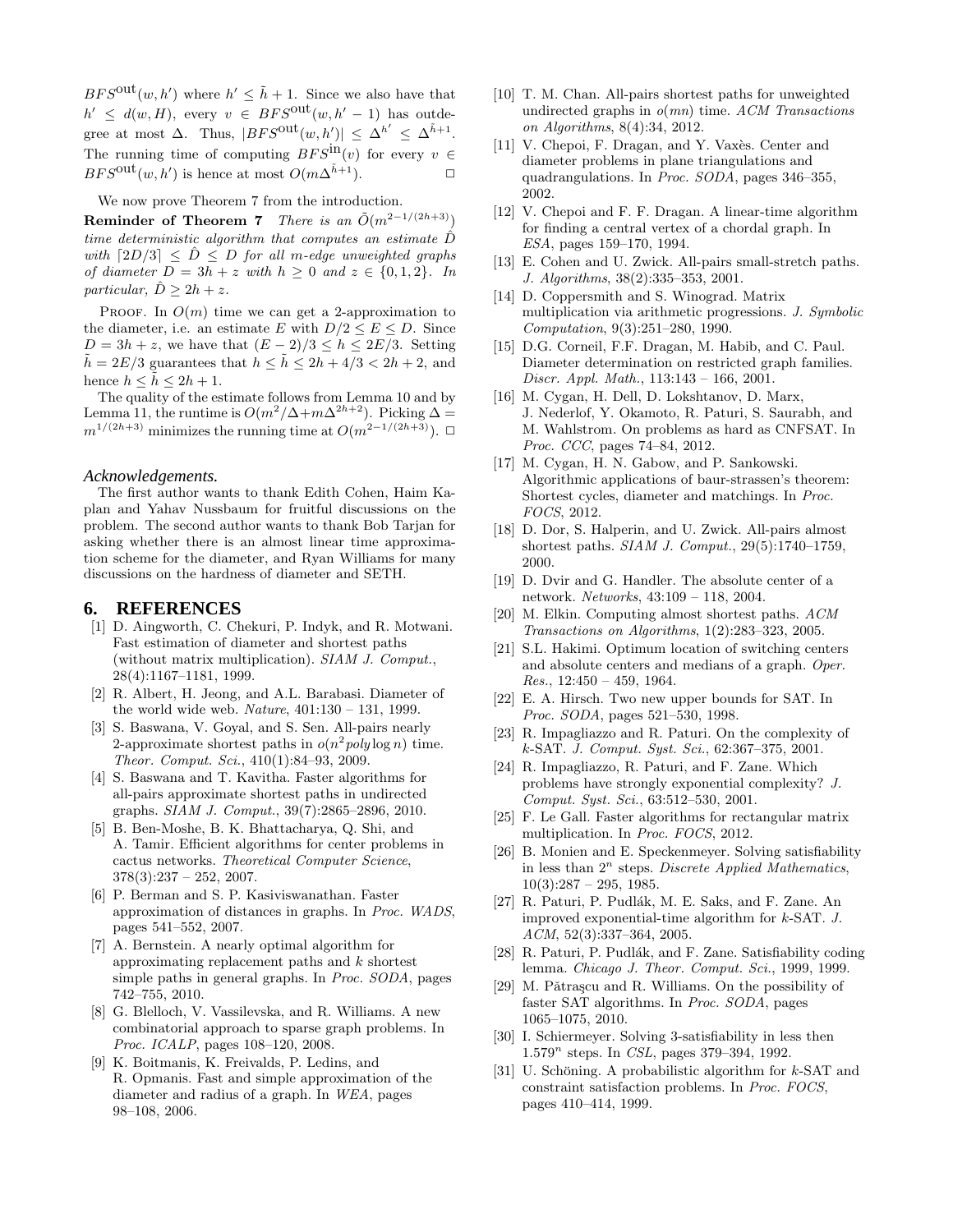$BFS^{\text{out}}(w, h')$ where $h' \leq \tilde{h} + 1$. Since we also have that $h' \leq d(w, H)$, every $v \in BFS^{\text{out}}(w, h' - 1)$ has outdegree at most $\Delta$. Thus, $|BFS^{\text{out}}(w, h')| \leq \Delta^{h'} \leq \Delta^{\tilde{h}+1}$. The running time of computing $BFS^{\text{in}}(v)$ for every $v \in BFS^{\text{out}}(w, h')$ is hence at most $O(m\Delta^{\tilde{h}+1})$. $\square$

We now prove Theorem 7 from the introduction.

**Reminder of Theorem 7** *There is an $\tilde{O}(m^{2-1/(2h+3)})$ time deterministic algorithm that computes an estimate $\hat{D}$ with $\lceil 2D/3 \rceil \leq \hat{D} \leq D$ for all $m$-edge unweighted graphs of diameter $D = 3h + z$ with $h \geq 0$ and $z \in \{0, 1, 2\}$. In particular, $\hat{D} \geq 2h + z$.*

Proof. In $O(m)$ time we can get a 2-approximation to the diameter, i.e. an estimate $E$ with $D/2 \leq E \leq D$. Since $D = 3h + z$, we have that $(E - 2)/3 \leq h \leq 2E/3$. Setting $\tilde{h} = 2E/3$ guarantees that $h \leq \tilde{h} \leq 2h + 4/3 < 2h + 2$, and hence $h \leq \tilde{h} \leq 2h + 1$.

The quality of the estimate follows from Lemma 10 and by Lemma 11, the runtime is $O(m^2/\Delta + m\Delta^{2h+2})$. Picking $\Delta = m^{1/(2h+3)}$ minimizes the running time at $O(m^{2-1/(2h+3)})$. $\square$

***Acknowledgements.***

The first author wants to thank Edith Cohen, Haim Kaplan and Yahav Nussbaum for fruitful discussions on the problem. The second author wants to thank Bob Tarjan for asking whether there is an almost linear time approximation scheme for the diameter, and Ryan Williams for many discussions on the hardness of diameter and SETH.

# 6. REFERENCES

[1] D. Aingworth, C. Chekuri, P. Indyk, and R. Motwani. Fast estimation of diameter and shortest paths (without matrix multiplication). *SIAM J. Comput.*, 28(4):1167–1181, 1999.

[2] R. Albert, H. Jeong, and A.L. Barabasi. Diameter of the world wide web. *Nature*, 401:130 – 131, 1999.

[3] S. Baswana, V. Goyal, and S. Sen. All-pairs nearly 2-approximate shortest paths in $o(n^2 poly \log n)$ time. *Theor. Comput. Sci.*, 410(1):84–93, 2009.

[4] S. Baswana and T. Kavitha. Faster algorithms for all-pairs approximate shortest paths in undirected graphs. *SIAM J. Comput.*, 39(7):2865–2896, 2010.

[5] B. Ben-Moshe, B. K. Bhattacharya, Q. Shi, and A. Tamir. Efficient algorithms for center problems in cactus networks. *Theoretical Computer Science*, 378(3):237 – 252, 2007.

[6] P. Berman and S. P. Kasiviswanathan. Faster approximation of distances in graphs. In *Proc. WADS*, pages 541–552, 2007.

[7] A. Bernstein. A nearly optimal algorithm for approximating replacement paths and $k$ shortest simple paths in general graphs. In *Proc. SODA*, pages 742–755, 2010.

[8] G. Blelloch, V. Vassilevska, and R. Williams. A new combinatorial approach to sparse graph problems. In *Proc. ICALP*, pages 108–120, 2008.

[9] K. Boitmanis, K. Freivalds, P. Ledins, and R. Opmanis. Fast and simple approximation of the diameter and radius of a graph. In *WEA*, pages 98–108, 2006.

[10] T. M. Chan. All-pairs shortest paths for unweighted undirected graphs in $o(mn)$ time. *ACM Transactions on Algorithms*, 8(4):34, 2012.

[11] V. Chepoi, F. Dragan, and Y. Vaxès. Center and diameter problems in plane triangulations and quadrangulations. In *Proc. SODA*, pages 346–355, 2002.

[12] V. Chepoi and F. F. Dragan. A linear-time algorithm for finding a central vertex of a chordal graph. In *ESA*, pages 159–170, 1994.

[13] E. Cohen and U. Zwick. All-pairs small-stretch paths. *J. Algorithms*, 38(2):335–353, 2001.

[14] D. Coppersmith and S. Winograd. Matrix multiplication via arithmetic progressions. *J. Symbolic Computation*, 9(3):251–280, 1990.

[15] D.G. Corneil, F.F. Dragan, M. Habib, and C. Paul. Diameter determination on restricted graph families. *Discr. Appl. Math.*, 113:143 – 166, 2001.

[16] M. Cygan, H. Dell, D. Lokshtanov, D. Marx, J. Nederlof, Y. Okamoto, R. Paturi, S. Saurabh, and M. Wahlstrom. On problems as hard as CNFSAT. In *Proc. CCC*, pages 74–84, 2012.

[17] M. Cygan, H. N. Gabow, and P. Sankowski. Algorithmic applications of baur-strassen's theorem: Shortest cycles, diameter and matchings. In *Proc. FOCS*, 2012.

[18] D. Dor, S. Halperin, and U. Zwick. All-pairs almost shortest paths. *SIAM J. Comput.*, 29(5):1740–1759, 2000.

[19] D. Dvir and G. Handler. The absolute center of a network. *Networks*, 43:109 – 118, 2004.

[20] M. Elkin. Computing almost shortest paths. *ACM Transactions on Algorithms*, 1(2):283–323, 2005.

[21] S.L. Hakimi. Optimum location of switching centers and absolute centers and medians of a graph. *Oper. Res.*, 12:450 – 459, 1964.

[22] E. A. Hirsch. Two new upper bounds for SAT. In *Proc. SODA*, pages 521–530, 1998.

[23] R. Impagliazzo and R. Paturi. On the complexity of $k$-SAT. *J. Comput. Syst. Sci.*, 62:367–375, 2001.

[24] R. Impagliazzo, R. Paturi, and F. Zane. Which problems have strongly exponential complexity? *J. Comput. Syst. Sci.*, 63:512–530, 2001.

[25] F. Le Gall. Faster algorithms for rectangular matrix multiplication. In *Proc. FOCS*, 2012.

[26] B. Monien and E. Speckenmeyer. Solving satisfiability in less than $2^n$ steps. *Discrete Applied Mathematics*, 10(3):287 – 295, 1985.

[27] R. Paturi, P. Pudlák, M. E. Saks, and F. Zane. An improved exponential-time algorithm for $k$-SAT. *J. ACM*, 52(3):337–364, 2005.

[28] R. Paturi, P. Pudlák, and F. Zane. Satisfiability coding lemma. *Chicago J. Theor. Comput. Sci.*, 1999, 1999.

[29] M. Pătraşcu and R. Williams. On the possibility of faster SAT algorithms. In *Proc. SODA*, pages 1065–1075, 2010.

[30] I. Schiermeyer. Solving 3-satisfiability in less then $1.579^n$ steps. In *CSL*, pages 379–394, 1992.

[31] U. Schöning. A probabilistic algorithm for $k$-SAT and constraint satisfaction problems. In *Proc. FOCS*, pages 410–414, 1999.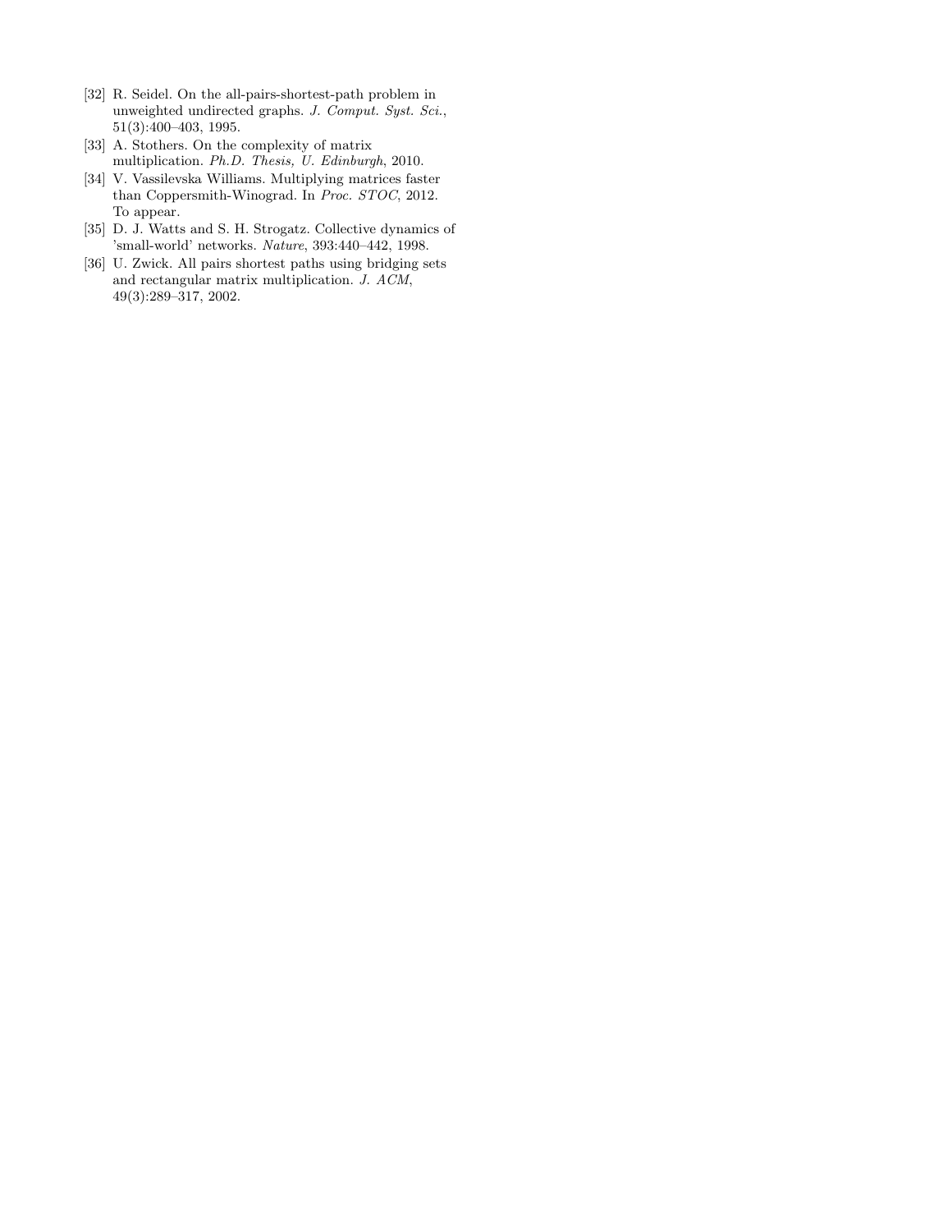[32] R. Seidel. On the all-pairs-shortest-path problem in unweighted undirected graphs. *J. Comput. Syst. Sci.*, 51(3):400–403, 1995.

[33] A. Stothers. On the complexity of matrix multiplication. *Ph.D. Thesis, U. Edinburgh*, 2010.

[34] V. Vassilevska Williams. Multiplying matrices faster than Coppersmith-Winograd. In *Proc. STOC*, 2012. To appear.

[35] D. J. Watts and S. H. Strogatz. Collective dynamics of 'small-world' networks. *Nature*, 393:440–442, 1998.

[36] U. Zwick. All pairs shortest paths using bridging sets and rectangular matrix multiplication. *J. ACM*, 49(3):289–317, 2002.